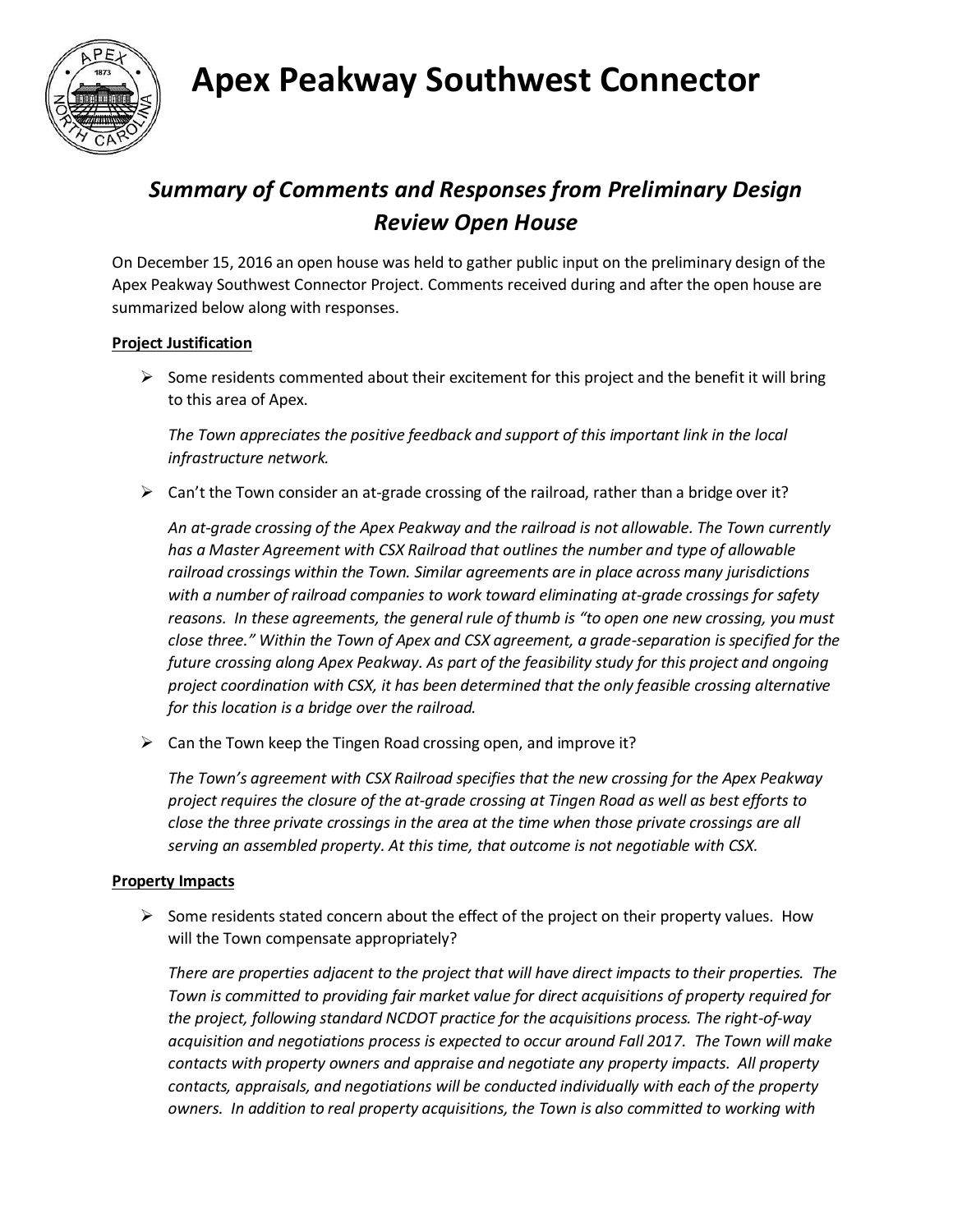# Apex Peakway Southwest Connector

## *Summary of Comments and Responses from Preliminary Design Review Open House*

On December 15, 2016 an open house was held to gather public input on the preliminary design of the Apex Peakway Southwest Connector Project. Comments received during and after the open house are summarized below along with responses.

**Project Justification**

- Some residents commented about their excitement for this project and the benefit it will bring to this area of Apex.

  *The Town appreciates the positive feedback and support of this important link in the local infrastructure network.*

- Can't the Town consider an at-grade crossing of the railroad, rather than a bridge over it?

  *An at-grade crossing of the Apex Peakway and the railroad is not allowable. The Town currently has a Master Agreement with CSX Railroad that outlines the number and type of allowable railroad crossings within the Town. Similar agreements are in place across many jurisdictions with a number of railroad companies to work toward eliminating at-grade crossings for safety reasons. In these agreements, the general rule of thumb is "to open one new crossing, you must close three." Within the Town of Apex and CSX agreement, a grade-separation is specified for the future crossing along Apex Peakway. As part of the feasibility study for this project and ongoing project coordination with CSX, it has been determined that the only feasible crossing alternative for this location is a bridge over the railroad.*

- Can the Town keep the Tingen Road crossing open, and improve it?

  *The Town's agreement with CSX Railroad specifies that the new crossing for the Apex Peakway project requires the closure of the at-grade crossing at Tingen Road as well as best efforts to close the three private crossings in the area at the time when those private crossings are all serving an assembled property. At this time, that outcome is not negotiable with CSX.*

**Property Impacts**

- Some residents stated concern about the effect of the project on their property values. How will the Town compensate appropriately?

  *There are properties adjacent to the project that will have direct impacts to their properties. The Town is committed to providing fair market value for direct acquisitions of property required for the project, following standard NCDOT practice for the acquisitions process. The right-of-way acquisition and negotiations process is expected to occur around Fall 2017. The Town will make contacts with property owners and appraise and negotiate any property impacts. All property contacts, appraisals, and negotiations will be conducted individually with each of the property owners. In addition to real property acquisitions, the Town is also committed to working with*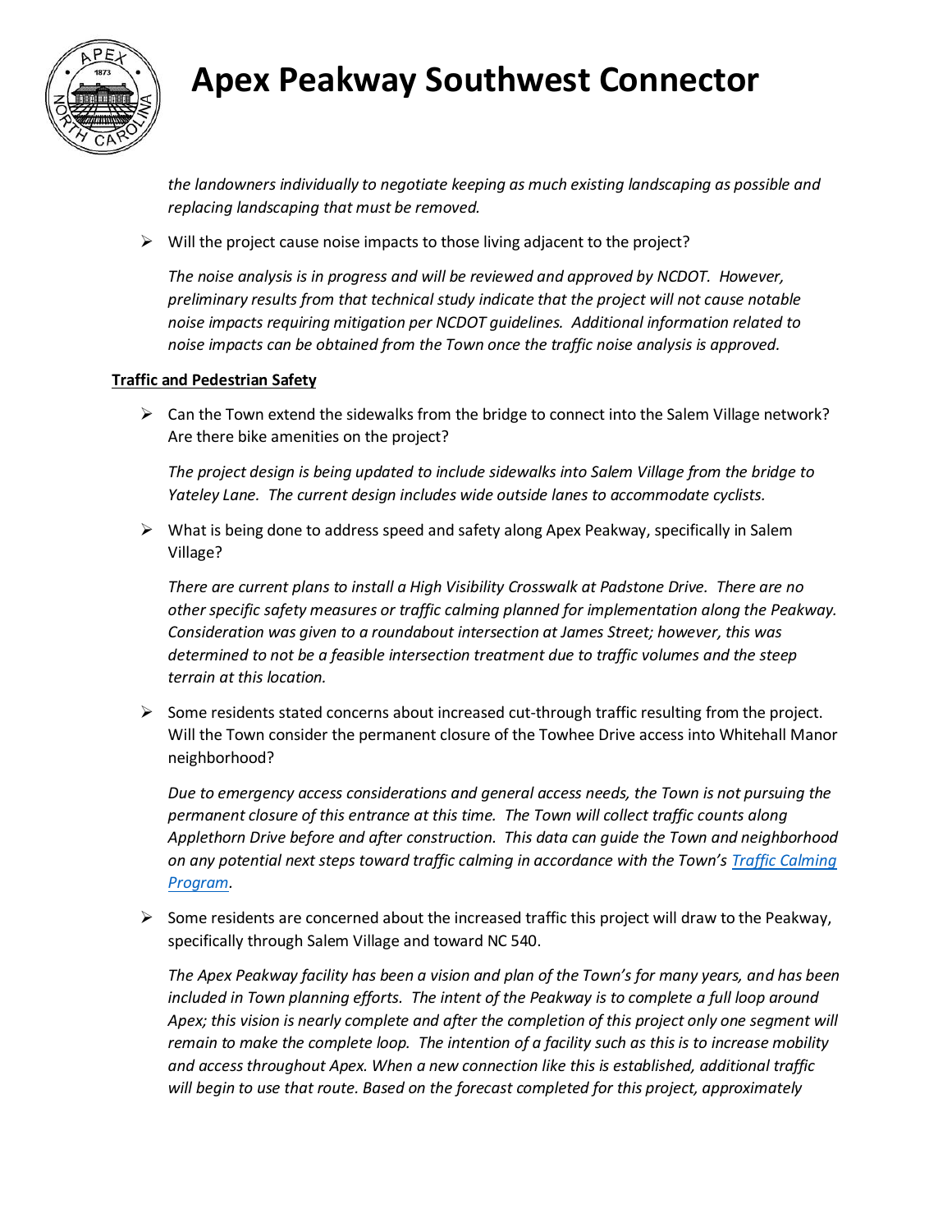*the landowners individually to negotiate keeping as much existing landscaping as possible and replacing landscaping that must be removed.*

- Will the project cause noise impacts to those living adjacent to the project?

  *The noise analysis is in progress and will be reviewed and approved by NCDOT. However, preliminary results from that technical study indicate that the project will not cause notable noise impacts requiring mitigation per NCDOT guidelines. Additional information related to noise impacts can be obtained from the Town once the traffic noise analysis is approved.*

**Traffic and Pedestrian Safety**

- Can the Town extend the sidewalks from the bridge to connect into the Salem Village network? Are there bike amenities on the project?

  *The project design is being updated to include sidewalks into Salem Village from the bridge to Yateley Lane. The current design includes wide outside lanes to accommodate cyclists.*

- What is being done to address speed and safety along Apex Peakway, specifically in Salem Village?

  *There are current plans to install a High Visibility Crosswalk at Padstone Drive. There are no other specific safety measures or traffic calming planned for implementation along the Peakway. Consideration was given to a roundabout intersection at James Street; however, this was determined to not be a feasible intersection treatment due to traffic volumes and the steep terrain at this location.*

- Some residents stated concerns about increased cut-through traffic resulting from the project. Will the Town consider the permanent closure of the Towhee Drive access into Whitehall Manor neighborhood?

  *Due to emergency access considerations and general access needs, the Town is not pursuing the permanent closure of this entrance at this time. The Town will collect traffic counts along Applethorn Drive before and after construction. This data can guide the Town and neighborhood on any potential next steps toward traffic calming in accordance with the Town's [Traffic Calming Program](Traffic Calming Program).*

- Some residents are concerned about the increased traffic this project will draw to the Peakway, specifically through Salem Village and toward NC 540.

  *The Apex Peakway facility has been a vision and plan of the Town's for many years, and has been included in Town planning efforts. The intent of the Peakway is to complete a full loop around Apex; this vision is nearly complete and after the completion of this project only one segment will remain to make the complete loop. The intention of a facility such as this is to increase mobility and access throughout Apex. When a new connection like this is established, additional traffic will begin to use that route. Based on the forecast completed for this project, approximately*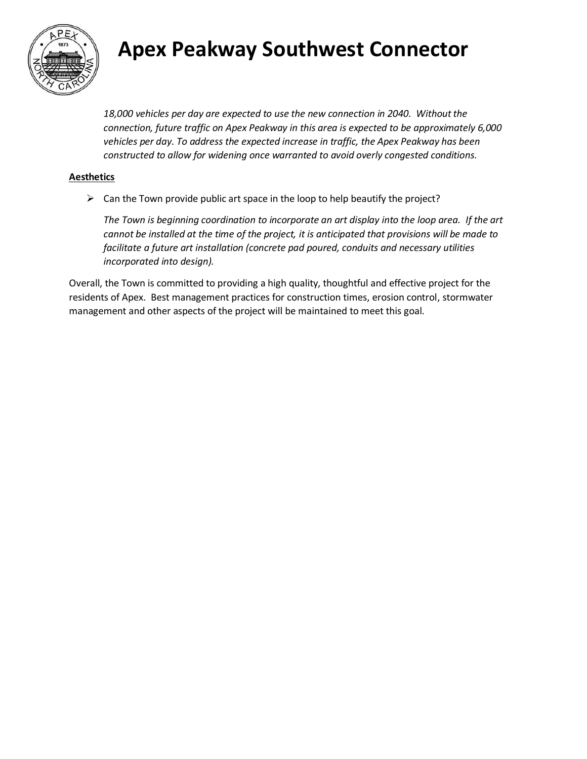*18,000 vehicles per day are expected to use the new connection in 2040. Without the connection, future traffic on Apex Peakway in this area is expected to be approximately 6,000 vehicles per day. To address the expected increase in traffic, the Apex Peakway has been constructed to allow for widening once warranted to avoid overly congested conditions.*

**<u>Aesthetics</u>**

- Can the Town provide public art space in the loop to help beautify the project?

  *The Town is beginning coordination to incorporate an art display into the loop area. If the art cannot be installed at the time of the project, it is anticipated that provisions will be made to facilitate a future art installation (concrete pad poured, conduits and necessary utilities incorporated into design).*

Overall, the Town is committed to providing a high quality, thoughtful and effective project for the residents of Apex. Best management practices for construction times, erosion control, stormwater management and other aspects of the project will be maintained to meet this goal.